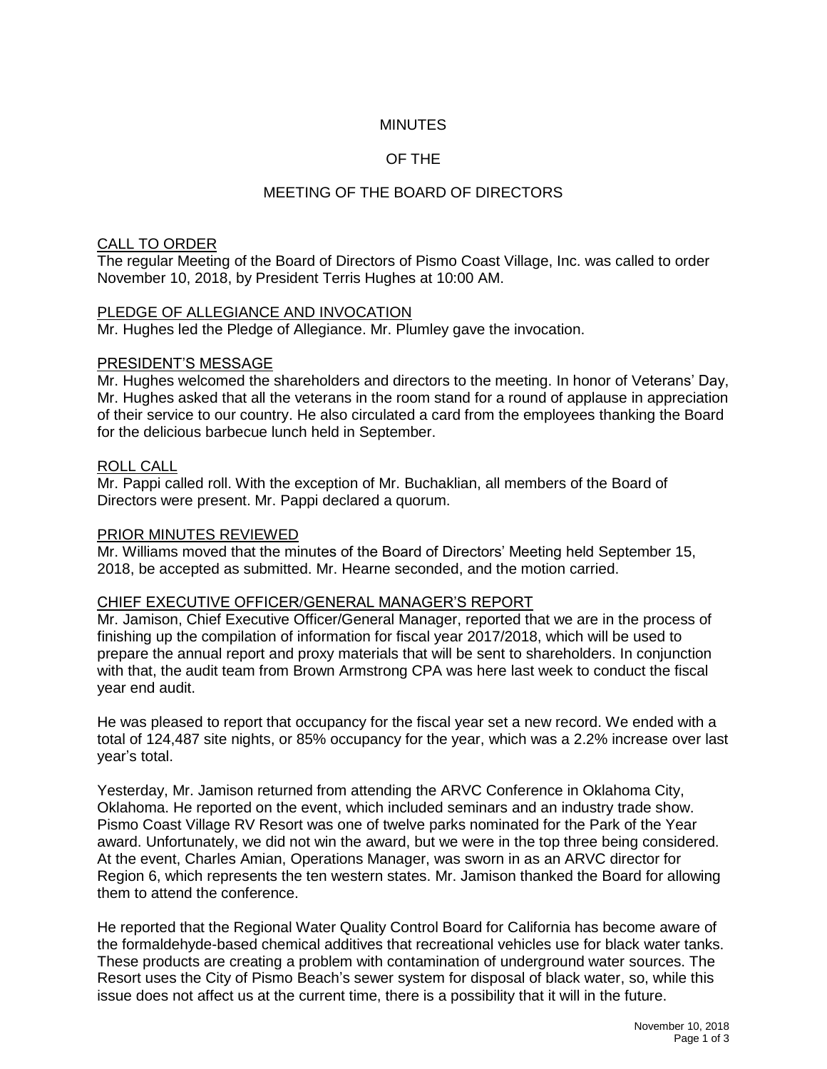# MINUTES

# OF THE

# MEETING OF THE BOARD OF DIRECTORS

## CALL TO ORDER

The regular Meeting of the Board of Directors of Pismo Coast Village, Inc. was called to order November 10, 2018, by President Terris Hughes at 10:00 AM.

## PLEDGE OF ALLEGIANCE AND INVOCATION

Mr. Hughes led the Pledge of Allegiance. Mr. Plumley gave the invocation.

## PRESIDENT'S MESSAGE

Mr. Hughes welcomed the shareholders and directors to the meeting. In honor of Veterans' Day, Mr. Hughes asked that all the veterans in the room stand for a round of applause in appreciation of their service to our country. He also circulated a card from the employees thanking the Board for the delicious barbecue lunch held in September.

## ROLL CALL

Mr. Pappi called roll. With the exception of Mr. Buchaklian, all members of the Board of Directors were present. Mr. Pappi declared a quorum.

## PRIOR MINUTES REVIEWED

Mr. Williams moved that the minutes of the Board of Directors' Meeting held September 15, 2018, be accepted as submitted. Mr. Hearne seconded, and the motion carried.

## CHIEF EXECUTIVE OFFICER/GENERAL MANAGER'S REPORT

Mr. Jamison, Chief Executive Officer/General Manager, reported that we are in the process of finishing up the compilation of information for fiscal year 2017/2018, which will be used to prepare the annual report and proxy materials that will be sent to shareholders. In conjunction with that, the audit team from Brown Armstrong CPA was here last week to conduct the fiscal year end audit.

He was pleased to report that occupancy for the fiscal year set a new record. We ended with a total of 124,487 site nights, or 85% occupancy for the year, which was a 2.2% increase over last year's total.

Yesterday, Mr. Jamison returned from attending the ARVC Conference in Oklahoma City, Oklahoma. He reported on the event, which included seminars and an industry trade show. Pismo Coast Village RV Resort was one of twelve parks nominated for the Park of the Year award. Unfortunately, we did not win the award, but we were in the top three being considered. At the event, Charles Amian, Operations Manager, was sworn in as an ARVC director for Region 6, which represents the ten western states. Mr. Jamison thanked the Board for allowing them to attend the conference.

He reported that the Regional Water Quality Control Board for California has become aware of the formaldehyde-based chemical additives that recreational vehicles use for black water tanks. These products are creating a problem with contamination of underground water sources. The Resort uses the City of Pismo Beach's sewer system for disposal of black water, so, while this issue does not affect us at the current time, there is a possibility that it will in the future.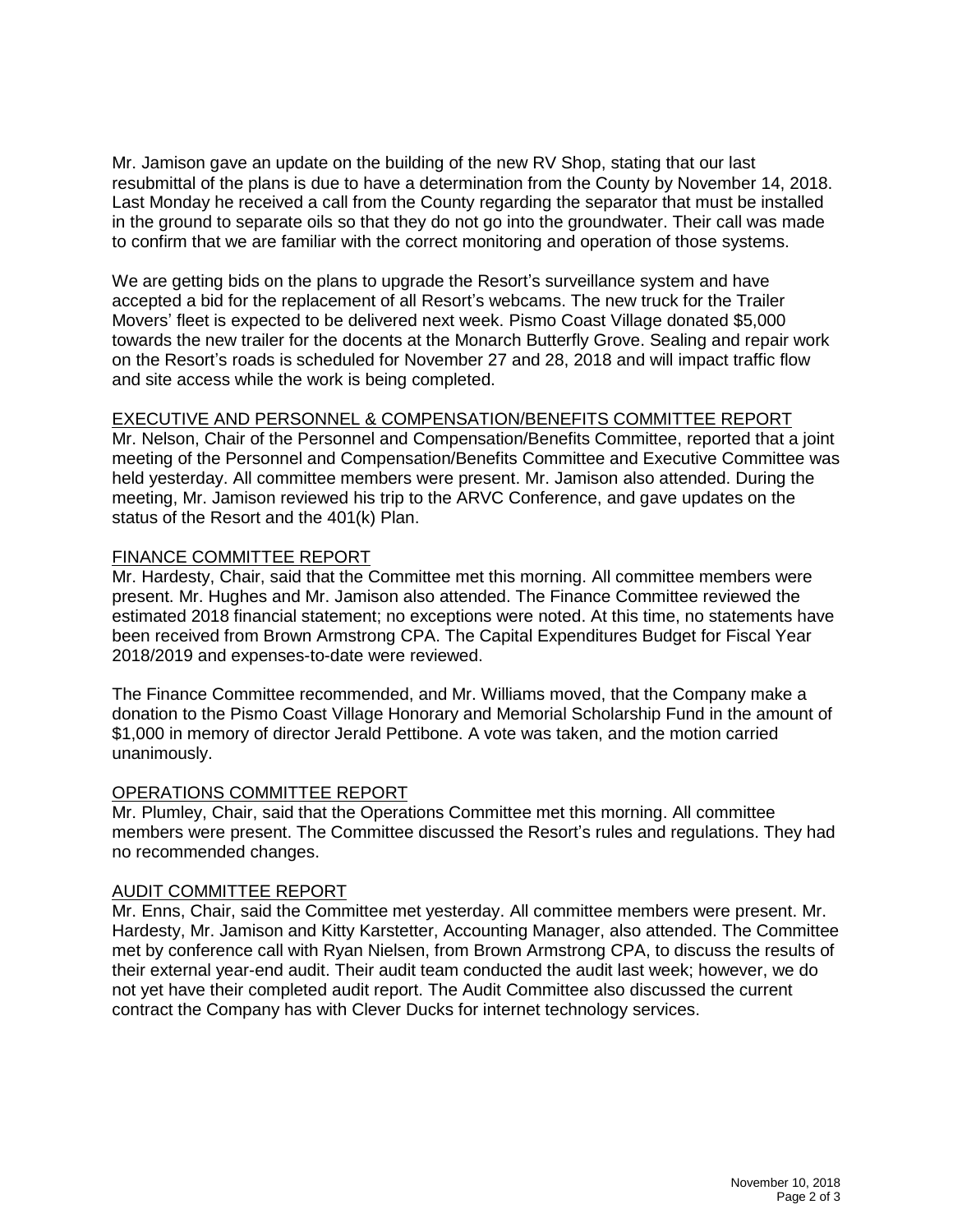Mr. Jamison gave an update on the building of the new RV Shop, stating that our last resubmittal of the plans is due to have a determination from the County by November 14, 2018. Last Monday he received a call from the County regarding the separator that must be installed in the ground to separate oils so that they do not go into the groundwater. Their call was made to confirm that we are familiar with the correct monitoring and operation of those systems.

We are getting bids on the plans to upgrade the Resort's surveillance system and have accepted a bid for the replacement of all Resort's webcams. The new truck for the Trailer Movers' fleet is expected to be delivered next week. Pismo Coast Village donated $5,000 towards the new trailer for the docents at the Monarch Butterfly Grove. Sealing and repair work on the Resort's roads is scheduled for November 27 and 28, 2018 and will impact traffic flow and site access while the work is being completed.

## EXECUTIVE AND PERSONNEL & COMPENSATION/BENEFITS COMMITTEE REPORT

Mr. Nelson, Chair of the Personnel and Compensation/Benefits Committee, reported that a joint meeting of the Personnel and Compensation/Benefits Committee and Executive Committee was held yesterday. All committee members were present. Mr. Jamison also attended. During the meeting, Mr. Jamison reviewed his trip to the ARVC Conference, and gave updates on the status of the Resort and the 401(k) Plan.

## FINANCE COMMITTEE REPORT

Mr. Hardesty, Chair, said that the Committee met this morning. All committee members were present. Mr. Hughes and Mr. Jamison also attended. The Finance Committee reviewed the estimated 2018 financial statement; no exceptions were noted. At this time, no statements have been received from Brown Armstrong CPA. The Capital Expenditures Budget for Fiscal Year 2018/2019 and expenses-to-date were reviewed.

The Finance Committee recommended, and Mr. Williams moved, that the Company make a donation to the Pismo Coast Village Honorary and Memorial Scholarship Fund in the amount of $1,000 in memory of director Jerald Pettibone. A vote was taken, and the motion carried unanimously.

## OPERATIONS COMMITTEE REPORT

Mr. Plumley, Chair, said that the Operations Committee met this morning. All committee members were present. The Committee discussed the Resort's rules and regulations. They had no recommended changes.

## AUDIT COMMITTEE REPORT

Mr. Enns, Chair, said the Committee met yesterday. All committee members were present. Mr. Hardesty, Mr. Jamison and Kitty Karstetter, Accounting Manager, also attended. The Committee met by conference call with Ryan Nielsen, from Brown Armstrong CPA, to discuss the results of their external year-end audit. Their audit team conducted the audit last week; however, we do not yet have their completed audit report. The Audit Committee also discussed the current contract the Company has with Clever Ducks for internet technology services.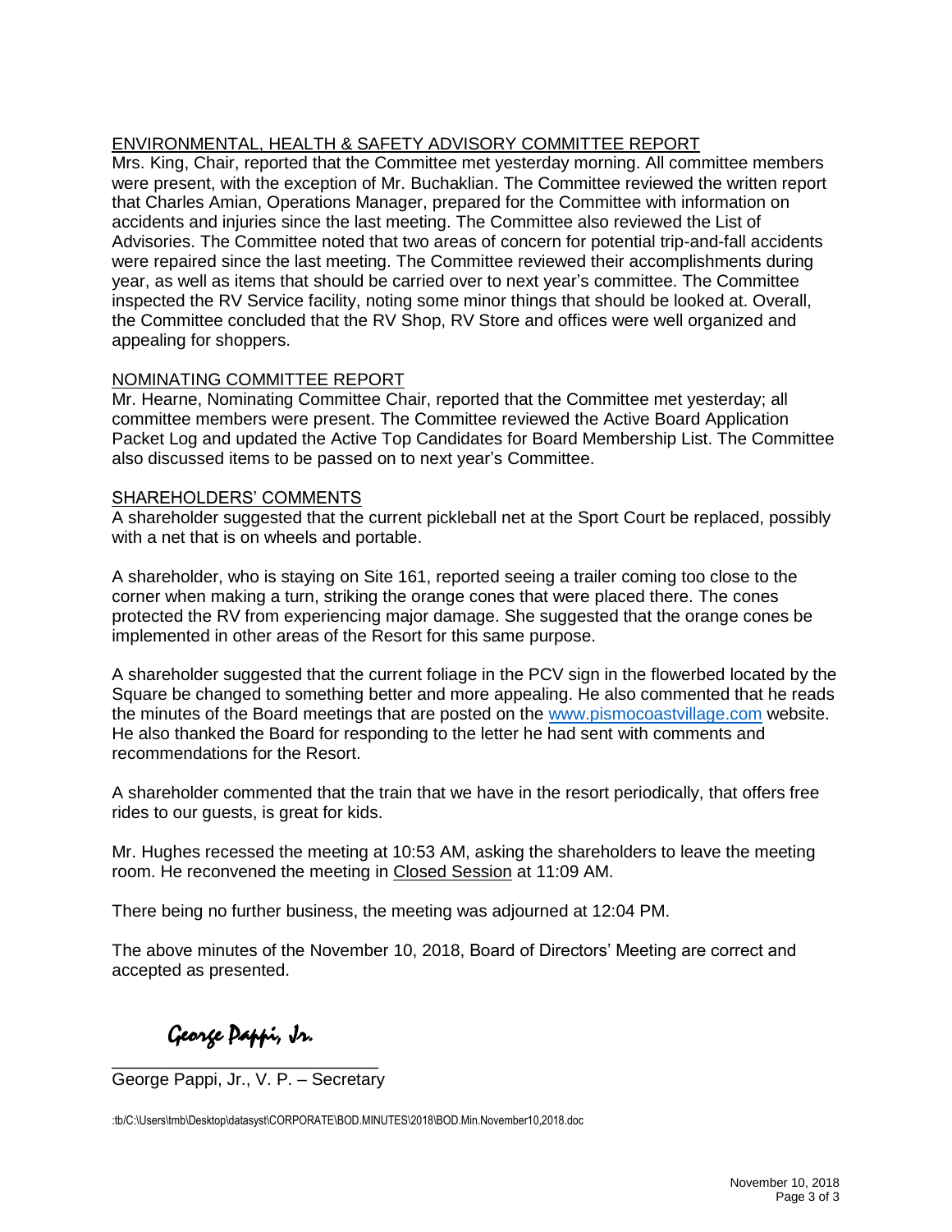ENVIRONMENTAL, HEALTH & SAFETY ADVISORY COMMITTEE REPORT

Mrs. King, Chair, reported that the Committee met yesterday morning. All committee members were present, with the exception of Mr. Buchaklian. The Committee reviewed the written report that Charles Amian, Operations Manager, prepared for the Committee with information on accidents and injuries since the last meeting. The Committee also reviewed the List of Advisories. The Committee noted that two areas of concern for potential trip-and-fall accidents were repaired since the last meeting. The Committee reviewed their accomplishments during year, as well as items that should be carried over to next year's committee. The Committee inspected the RV Service facility, noting some minor things that should be looked at. Overall, the Committee concluded that the RV Shop, RV Store and offices were well organized and appealing for shoppers.

NOMINATING COMMITTEE REPORT

Mr. Hearne, Nominating Committee Chair, reported that the Committee met yesterday; all committee members were present. The Committee reviewed the Active Board Application Packet Log and updated the Active Top Candidates for Board Membership List. The Committee also discussed items to be passed on to next year's Committee.

SHAREHOLDERS' COMMENTS

A shareholder suggested that the current pickleball net at the Sport Court be replaced, possibly with a net that is on wheels and portable.

A shareholder, who is staying on Site 161, reported seeing a trailer coming too close to the corner when making a turn, striking the orange cones that were placed there. The cones protected the RV from experiencing major damage. She suggested that the orange cones be implemented in other areas of the Resort for this same purpose.

A shareholder suggested that the current foliage in the PCV sign in the flowerbed located by the Square be changed to something better and more appealing. He also commented that he reads the minutes of the Board meetings that are posted on the www.pismocoastvillage.com website. He also thanked the Board for responding to the letter he had sent with comments and recommendations for the Resort.

A shareholder commented that the train that we have in the resort periodically, that offers free rides to our guests, is great for kids.

Mr. Hughes recessed the meeting at 10:53 AM, asking the shareholders to leave the meeting room. He reconvened the meeting in Closed Session at 11:09 AM.

There being no further business, the meeting was adjourned at 12:04 PM.

The above minutes of the November 10, 2018, Board of Directors' Meeting are correct and accepted as presented.

*George Pappi, Jr.*

\_\_\_\_\_\_\_\_\_\_\_\_\_\_\_\_\_\_\_\_\_\_\_\_\_\_\_\_

George Pappi, Jr., V. P. – Secretary

:tb/C:\Users\tmb\Desktop\datasyst\CORPORATE\BOD.MINUTES\2018\BOD.Min.November10,2018.doc